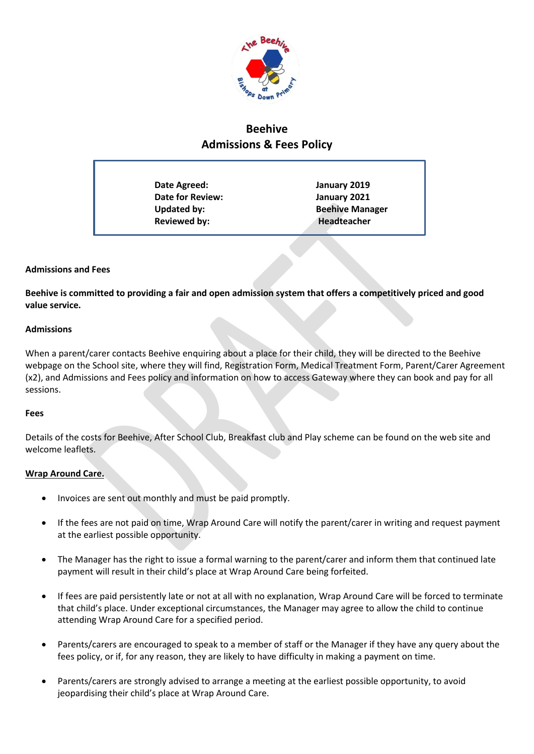# Beehive
# Admissions & Fees Policy

| | |
|---|---|
| **Date Agreed:** | **January 2019** |
| **Date for Review:** | **January 2021** |
| **Updated by:** | **Beehive Manager** |
| **Reviewed by:** | **Headteacher** |

**Admissions and Fees**

**Beehive is committed to providing a fair and open admission system that offers a competitively priced and good value service.**

**Admissions**

When a parent/carer contacts Beehive enquiring about a place for their child, they will be directed to the Beehive webpage on the School site, where they will find, Registration Form, Medical Treatment Form, Parent/Carer Agreement (x2), and Admissions and Fees policy and information on how to access Gateway where they can book and pay for all sessions.

**Fees**

Details of the costs for Beehive, After School Club, Breakfast club and Play scheme can be found on the web site and welcome leaflets.

**Wrap Around Care.**

- Invoices are sent out monthly and must be paid promptly.
- If the fees are not paid on time, Wrap Around Care will notify the parent/carer in writing and request payment at the earliest possible opportunity.
- The Manager has the right to issue a formal warning to the parent/carer and inform them that continued late payment will result in their child's place at Wrap Around Care being forfeited.
- If fees are paid persistently late or not at all with no explanation, Wrap Around Care will be forced to terminate that child's place. Under exceptional circumstances, the Manager may agree to allow the child to continue attending Wrap Around Care for a specified period.
- Parents/carers are encouraged to speak to a member of staff or the Manager if they have any query about the fees policy, or if, for any reason, they are likely to have difficulty in making a payment on time.
- Parents/carers are strongly advised to arrange a meeting at the earliest possible opportunity, to avoid jeopardising their child's place at Wrap Around Care.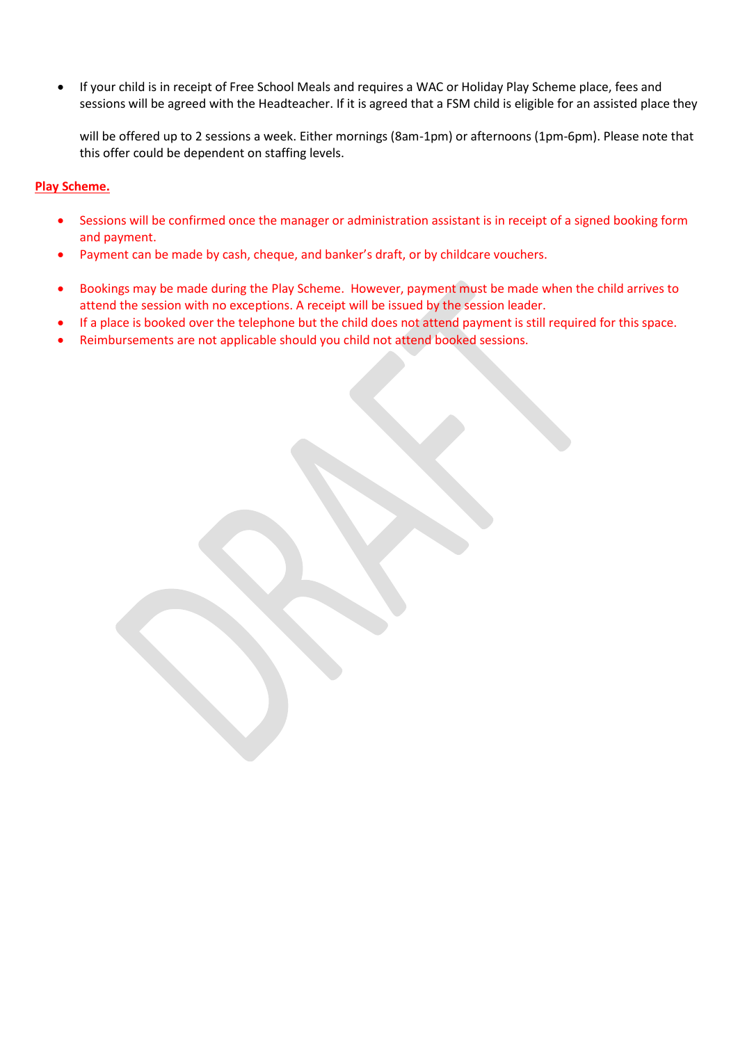- If your child is in receipt of Free School Meals and requires a WAC or Holiday Play Scheme place, fees and sessions will be agreed with the Headteacher. If it is agreed that a FSM child is eligible for an assisted place they

  will be offered up to 2 sessions a week. Either mornings (8am-1pm) or afternoons (1pm-6pm). Please note that this offer could be dependent on staffing levels.

**Play Scheme.**

- Sessions will be confirmed once the manager or administration assistant is in receipt of a signed booking form and payment.
- Payment can be made by cash, cheque, and banker's draft, or by childcare vouchers.

- Bookings may be made during the Play Scheme. However, payment must be made when the child arrives to attend the session with no exceptions. A receipt will be issued by the session leader.
- If a place is booked over the telephone but the child does not attend payment is still required for this space.
- Reimbursements are not applicable should you child not attend booked sessions.